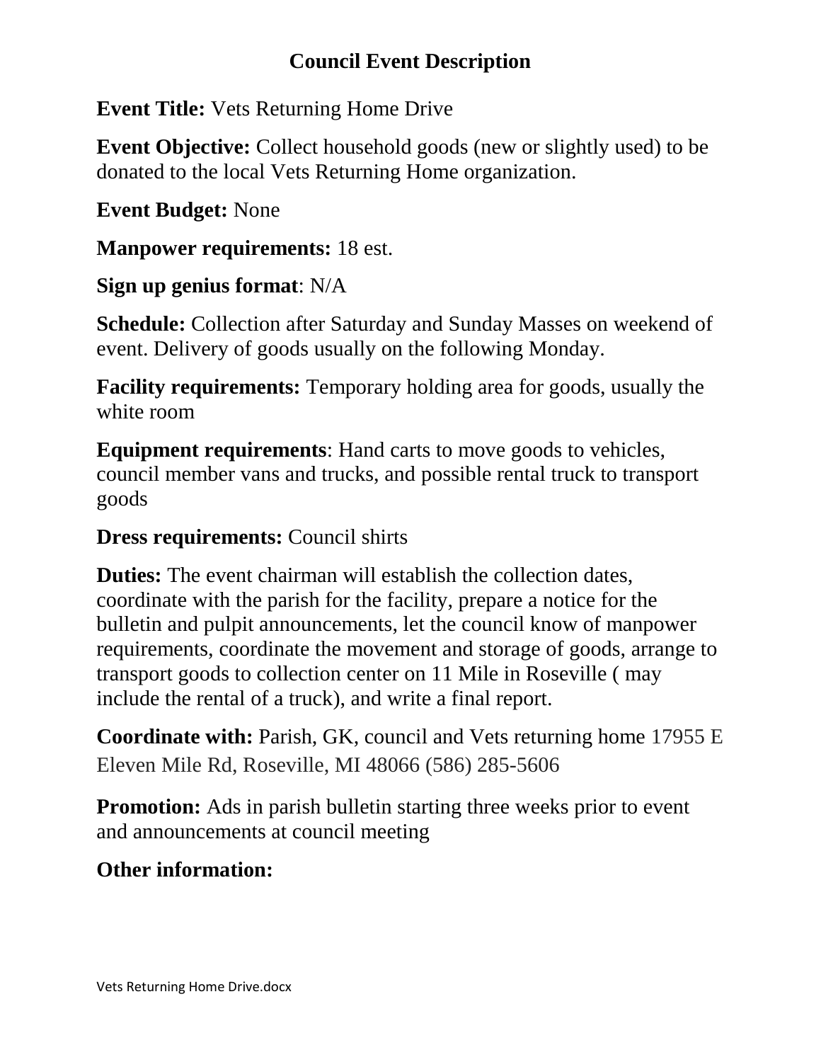# Council Event Description

**Event Title:** Vets Returning Home Drive

**Event Objective:** Collect household goods (new or slightly used) to be donated to the local Vets Returning Home organization.

**Event Budget:** None

**Manpower requirements:** 18 est.

**Sign up genius format**: N/A

**Schedule:** Collection after Saturday and Sunday Masses on weekend of event. Delivery of goods usually on the following Monday.

**Facility requirements:** Temporary holding area for goods, usually the white room

**Equipment requirements**: Hand carts to move goods to vehicles, council member vans and trucks, and possible rental truck to transport goods

**Dress requirements:** Council shirts

**Duties:** The event chairman will establish the collection dates, coordinate with the parish for the facility, prepare a notice for the bulletin and pulpit announcements, let the council know of manpower requirements, coordinate the movement and storage of goods, arrange to transport goods to collection center on 11 Mile in Roseville ( may include the rental of a truck), and write a final report.

**Coordinate with:** Parish, GK, council and Vets returning home 17955 E Eleven Mile Rd, Roseville, MI 48066 (586) 285-5606

**Promotion:** Ads in parish bulletin starting three weeks prior to event and announcements at council meeting

**Other information:**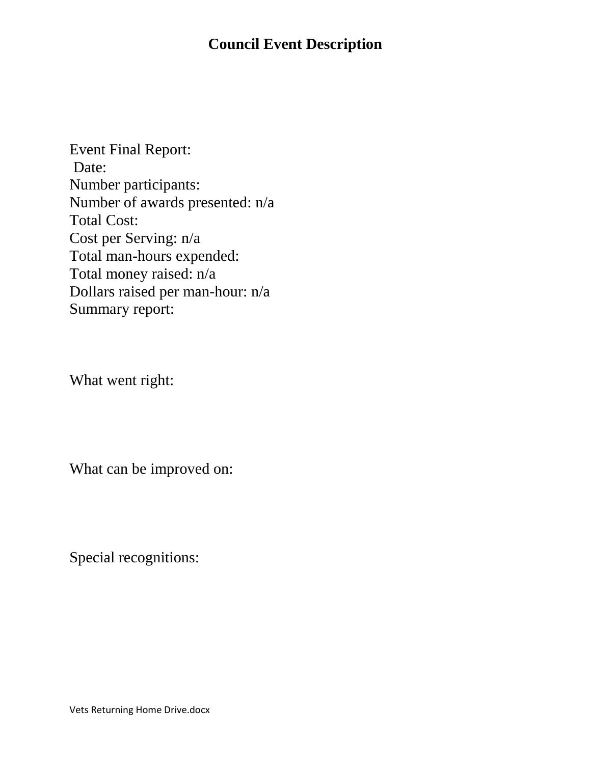# Council Event Description

Event Final Report:
Date:
Number participants:
Number of awards presented: n/a
Total Cost:
Cost per Serving: n/a
Total man-hours expended:
Total money raised: n/a
Dollars raised per man-hour: n/a
Summary report:

What went right:

What can be improved on:

Special recognitions: